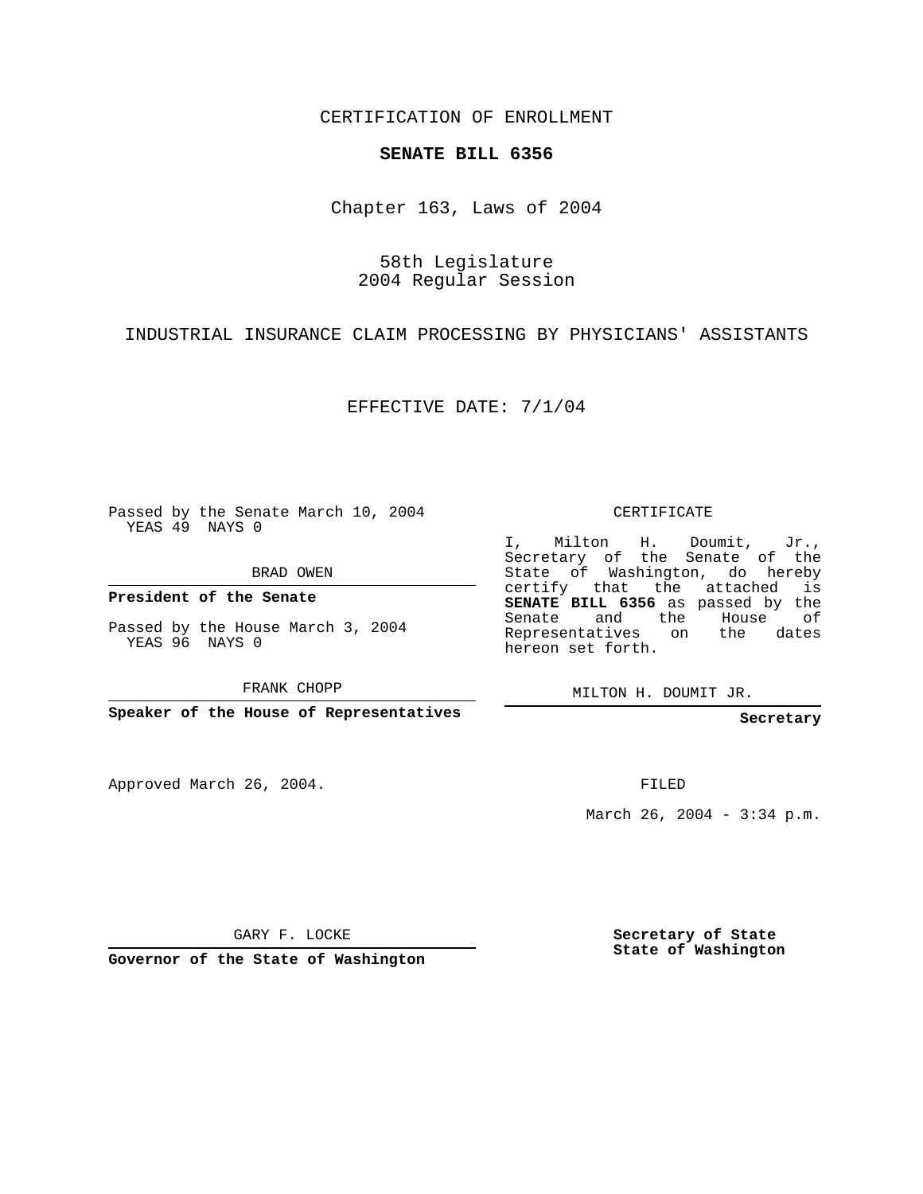CERTIFICATION OF ENROLLMENT

**SENATE BILL 6356**

Chapter 163, Laws of 2004

58th Legislature
2004 Regular Session

INDUSTRIAL INSURANCE CLAIM PROCESSING BY PHYSICIANS' ASSISTANTS

EFFECTIVE DATE: 7/1/04

Passed by the Senate March 10, 2004
YEAS 49 NAYS 0

BRAD OWEN

**President of the Senate**

Passed by the House March 3, 2004
YEAS 96 NAYS 0

FRANK CHOPP

**Speaker of the House of Representatives**

CERTIFICATE

I, Milton H. Doumit, Jr., Secretary of the Senate of the State of Washington, do hereby certify that the attached is **SENATE BILL 6356** as passed by the Senate and the House of Representatives on the dates hereon set forth.

MILTON H. DOUMIT JR.

**Secretary**

Approved March 26, 2004.

FILED

March 26, 2004 - 3:34 p.m.

GARY F. LOCKE

**Governor of the State of Washington**

**Secretary of State**
**State of Washington**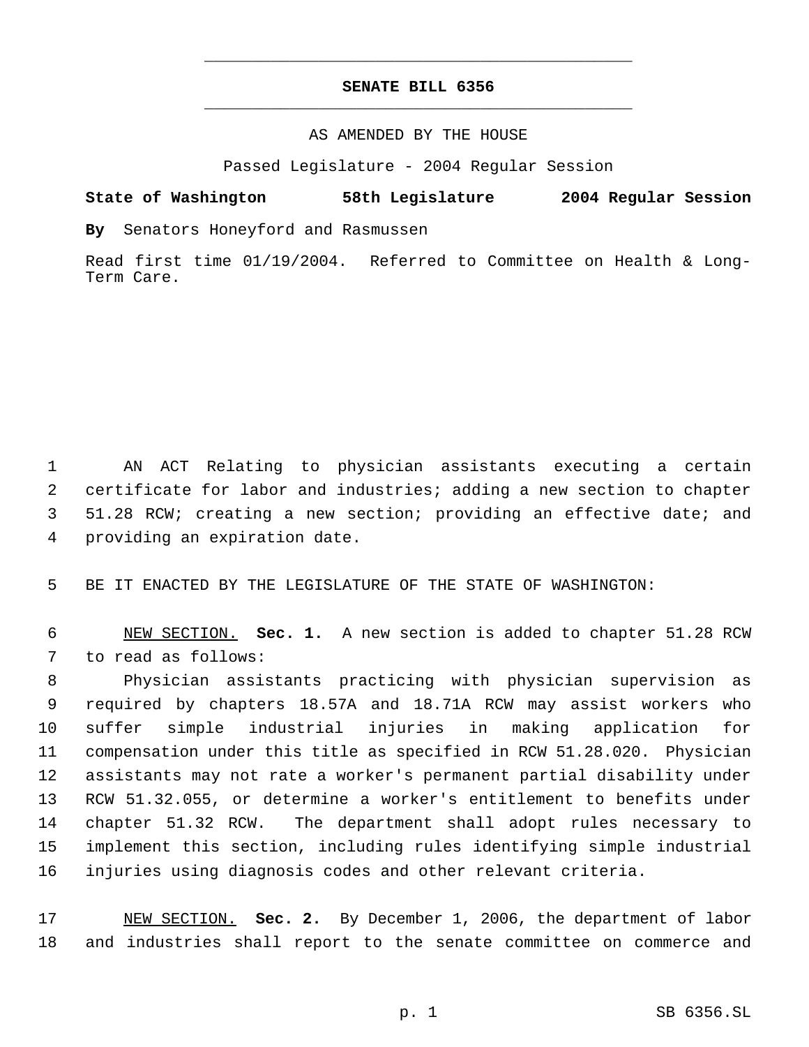# SENATE BILL 6356

AS AMENDED BY THE HOUSE

Passed Legislature - 2004 Regular Session

**State of Washington 58th Legislature 2004 Regular Session**

**By** Senators Honeyford and Rasmussen

Read first time 01/19/2004. Referred to Committee on Health & Long-Term Care.

AN ACT Relating to physician assistants executing a certain certificate for labor and industries; adding a new section to chapter 51.28 RCW; creating a new section; providing an effective date; and providing an expiration date.

BE IT ENACTED BY THE LEGISLATURE OF THE STATE OF WASHINGTON:

NEW SECTION. **Sec. 1.** A new section is added to chapter 51.28 RCW to read as follows:

Physician assistants practicing with physician supervision as required by chapters 18.57A and 18.71A RCW may assist workers who suffer simple industrial injuries in making application for compensation under this title as specified in RCW 51.28.020. Physician assistants may not rate a worker's permanent partial disability under RCW 51.32.055, or determine a worker's entitlement to benefits under chapter 51.32 RCW. The department shall adopt rules necessary to implement this section, including rules identifying simple industrial injuries using diagnosis codes and other relevant criteria.

NEW SECTION. **Sec. 2.** By December 1, 2006, the department of labor and industries shall report to the senate committee on commerce and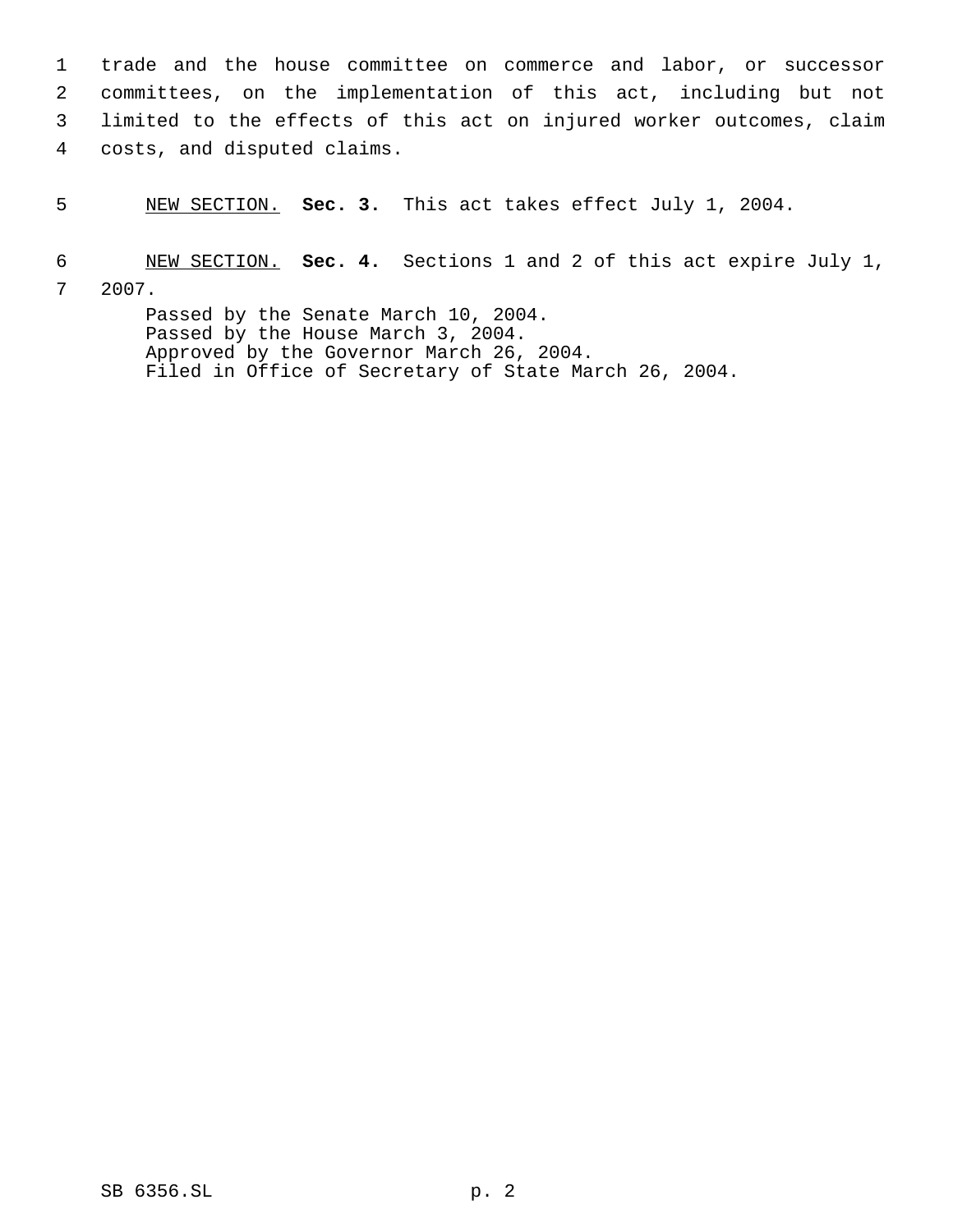trade and the house committee on commerce and labor, or successor committees, on the implementation of this act, including but not limited to the effects of this act on injured worker outcomes, claim costs, and disputed claims.

NEW SECTION. **Sec. 3.** This act takes effect July 1, 2004.

NEW SECTION. **Sec. 4.** Sections 1 and 2 of this act expire July 1, 2007.

Passed by the Senate March 10, 2004.
Passed by the House March 3, 2004.
Approved by the Governor March 26, 2004.
Filed in Office of Secretary of State March 26, 2004.